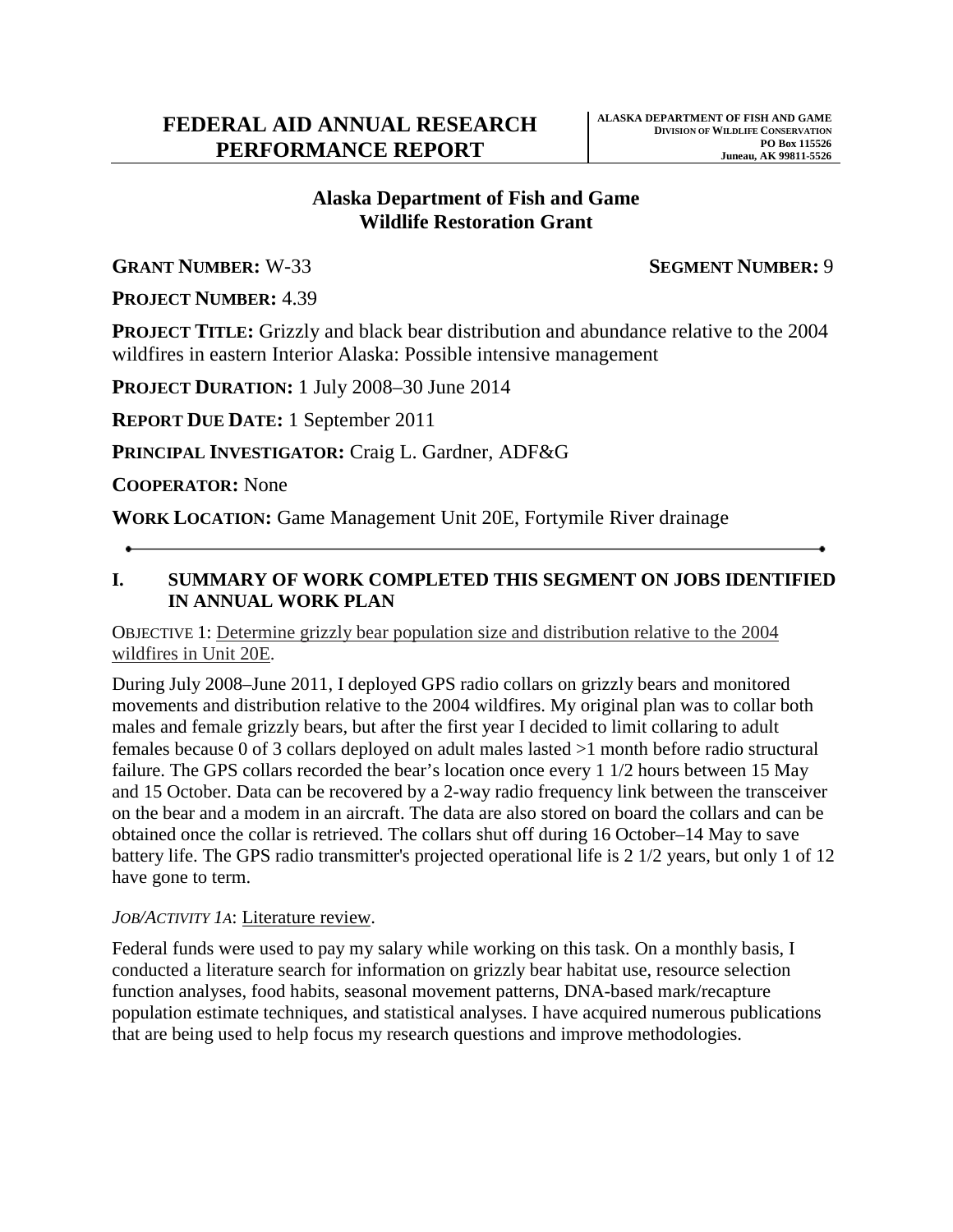# FEDERAL AID ANNUAL RESEARCH PERFORMANCE REPORT

**ALASKA DEPARTMENT OF FISH AND GAME**
**DIVISION OF WILDLIFE CONSERVATION**
**PO Box 115526**
**Juneau, AK 99811-5526**

## Alaska Department of Fish and Game
## Wildlife Restoration Grant

**GRANT NUMBER:** W-33 **SEGMENT NUMBER:** 9

**PROJECT NUMBER:** 4.39

**PROJECT TITLE:** Grizzly and black bear distribution and abundance relative to the 2004 wildfires in eastern Interior Alaska: Possible intensive management

**PROJECT DURATION:** 1 July 2008–30 June 2014

**REPORT DUE DATE:** 1 September 2011

**PRINCIPAL INVESTIGATOR:** Craig L. Gardner, ADF&G

**COOPERATOR:** None

**WORK LOCATION:** Game Management Unit 20E, Fortymile River drainage

---

## I. SUMMARY OF WORK COMPLETED THIS SEGMENT ON JOBS IDENTIFIED IN ANNUAL WORK PLAN

OBJECTIVE 1: Determine grizzly bear population size and distribution relative to the 2004 wildfires in Unit 20E.

During July 2008–June 2011, I deployed GPS radio collars on grizzly bears and monitored movements and distribution relative to the 2004 wildfires. My original plan was to collar both males and female grizzly bears, but after the first year I decided to limit collaring to adult females because 0 of 3 collars deployed on adult males lasted >1 month before radio structural failure. The GPS collars recorded the bear's location once every 1 1/2 hours between 15 May and 15 October. Data can be recovered by a 2-way radio frequency link between the transceiver on the bear and a modem in an aircraft. The data are also stored on board the collars and can be obtained once the collar is retrieved. The collars shut off during 16 October–14 May to save battery life. The GPS radio transmitter's projected operational life is 2 1/2 years, but only 1 of 12 have gone to term.

*JOB/ACTIVITY 1A*: Literature review.

Federal funds were used to pay my salary while working on this task. On a monthly basis, I conducted a literature search for information on grizzly bear habitat use, resource selection function analyses, food habits, seasonal movement patterns, DNA-based mark/recapture population estimate techniques, and statistical analyses. I have acquired numerous publications that are being used to help focus my research questions and improve methodologies.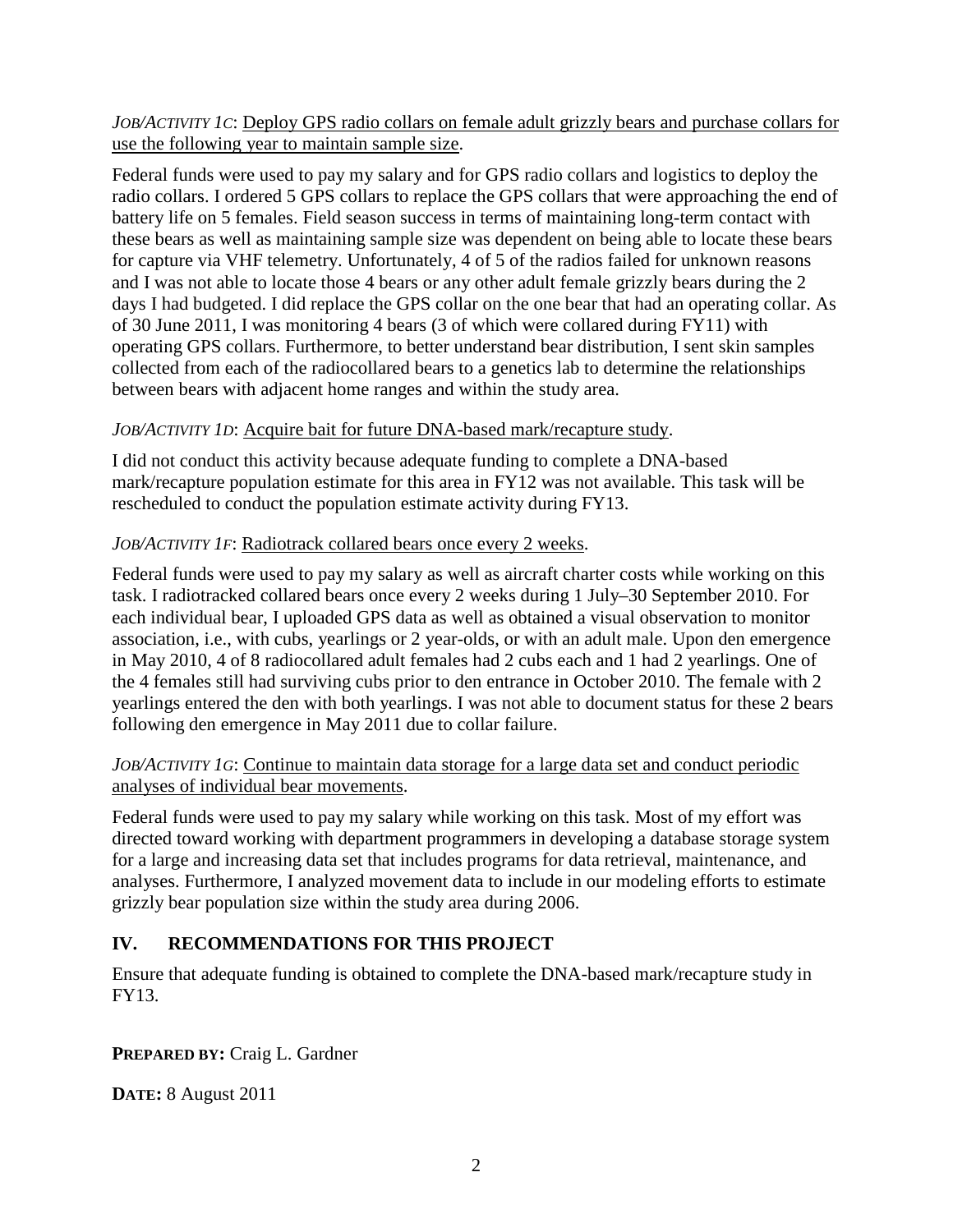*JOB/ACTIVITY 1C*: Deploy GPS radio collars on female adult grizzly bears and purchase collars for use the following year to maintain sample size.

Federal funds were used to pay my salary and for GPS radio collars and logistics to deploy the radio collars. I ordered 5 GPS collars to replace the GPS collars that were approaching the end of battery life on 5 females. Field season success in terms of maintaining long-term contact with these bears as well as maintaining sample size was dependent on being able to locate these bears for capture via VHF telemetry. Unfortunately, 4 of 5 of the radios failed for unknown reasons and I was not able to locate those 4 bears or any other adult female grizzly bears during the 2 days I had budgeted. I did replace the GPS collar on the one bear that had an operating collar. As of 30 June 2011, I was monitoring 4 bears (3 of which were collared during FY11) with operating GPS collars. Furthermore, to better understand bear distribution, I sent skin samples collected from each of the radiocollared bears to a genetics lab to determine the relationships between bears with adjacent home ranges and within the study area.

*JOB/ACTIVITY 1D*: Acquire bait for future DNA-based mark/recapture study.

I did not conduct this activity because adequate funding to complete a DNA-based mark/recapture population estimate for this area in FY12 was not available. This task will be rescheduled to conduct the population estimate activity during FY13.

*JOB/ACTIVITY 1F*: Radiotrack collared bears once every 2 weeks.

Federal funds were used to pay my salary as well as aircraft charter costs while working on this task. I radiotracked collared bears once every 2 weeks during 1 July–30 September 2010. For each individual bear, I uploaded GPS data as well as obtained a visual observation to monitor association, i.e., with cubs, yearlings or 2 year-olds, or with an adult male. Upon den emergence in May 2010, 4 of 8 radiocollared adult females had 2 cubs each and 1 had 2 yearlings. One of the 4 females still had surviving cubs prior to den entrance in October 2010. The female with 2 yearlings entered the den with both yearlings. I was not able to document status for these 2 bears following den emergence in May 2011 due to collar failure.

*JOB/ACTIVITY 1G*: Continue to maintain data storage for a large data set and conduct periodic analyses of individual bear movements.

Federal funds were used to pay my salary while working on this task. Most of my effort was directed toward working with department programmers in developing a database storage system for a large and increasing data set that includes programs for data retrieval, maintenance, and analyses. Furthermore, I analyzed movement data to include in our modeling efforts to estimate grizzly bear population size within the study area during 2006.

## IV. RECOMMENDATIONS FOR THIS PROJECT

Ensure that adequate funding is obtained to complete the DNA-based mark/recapture study in FY13.

**PREPARED BY:** Craig L. Gardner

**DATE:** 8 August 2011